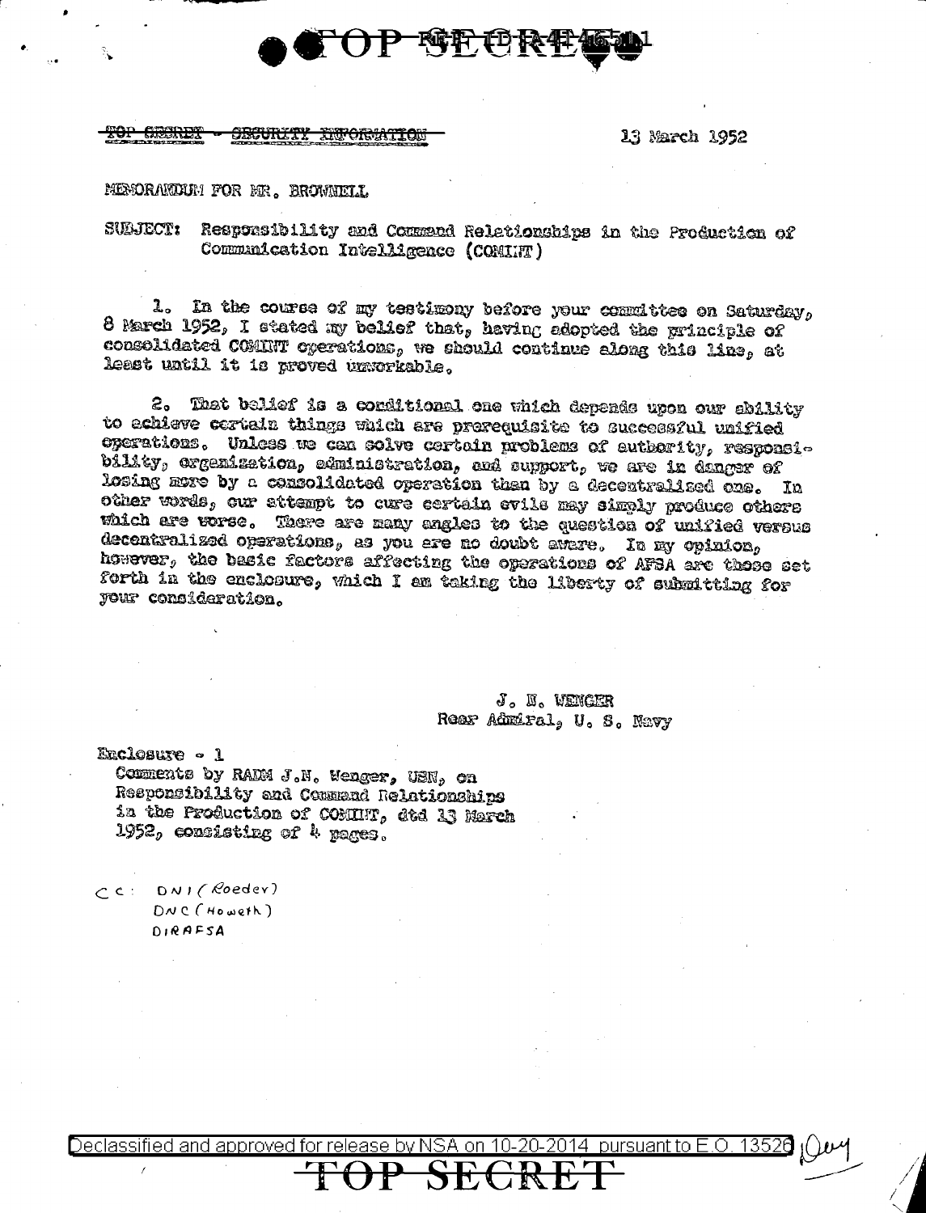TOP SECRET - SECURITY INFORMATION

13 March 1952

MEMORANDUM FOR MR. BROWNELL

SUBJECT: Responsibility and Command Relationships in the Production of Communication Intelligence (COMINT)

1. In the course of my testimony before your committee on Saturday, 8 March 1952, I stated my belief that, having adopted the principle of consolidated COMINT operations, we should continue along this line, at least until it is proved unworkable.

2. That belief is a conditional one which depends upon our ability to achieve certain things which are prerequisite to successful unified operations. Unless we can solve certain problems of authority, responsibility, organization, administration, and support, we are in danger of losing more by a consolidated operation than by a decentralized one. In other words, our attempt to cure certain evils may simply produce others which are worse. There are many angles to the question of unified versus decentralized operations, as you are no doubt aware. In my opinion, however, the basic factors affecting the operations of AFSA are those set forth in the enclosure, which I am taking the liberty of submitting for your consideration.

J. N. WENGER
Rear Admiral, U. S. Navy

Enclosure - 1
Comments by RADM J.N. Wenger, USN, on Responsibility and Command Relationships in the Production of COMINT, dtd 13 March 1952, consisting of 4 pages.

CC: DNI (Roeder)
DNC (Howeth)
DIRAFSA

Declassified and approved for release by NSA on 10-20-2014 pursuant to E.O. 13526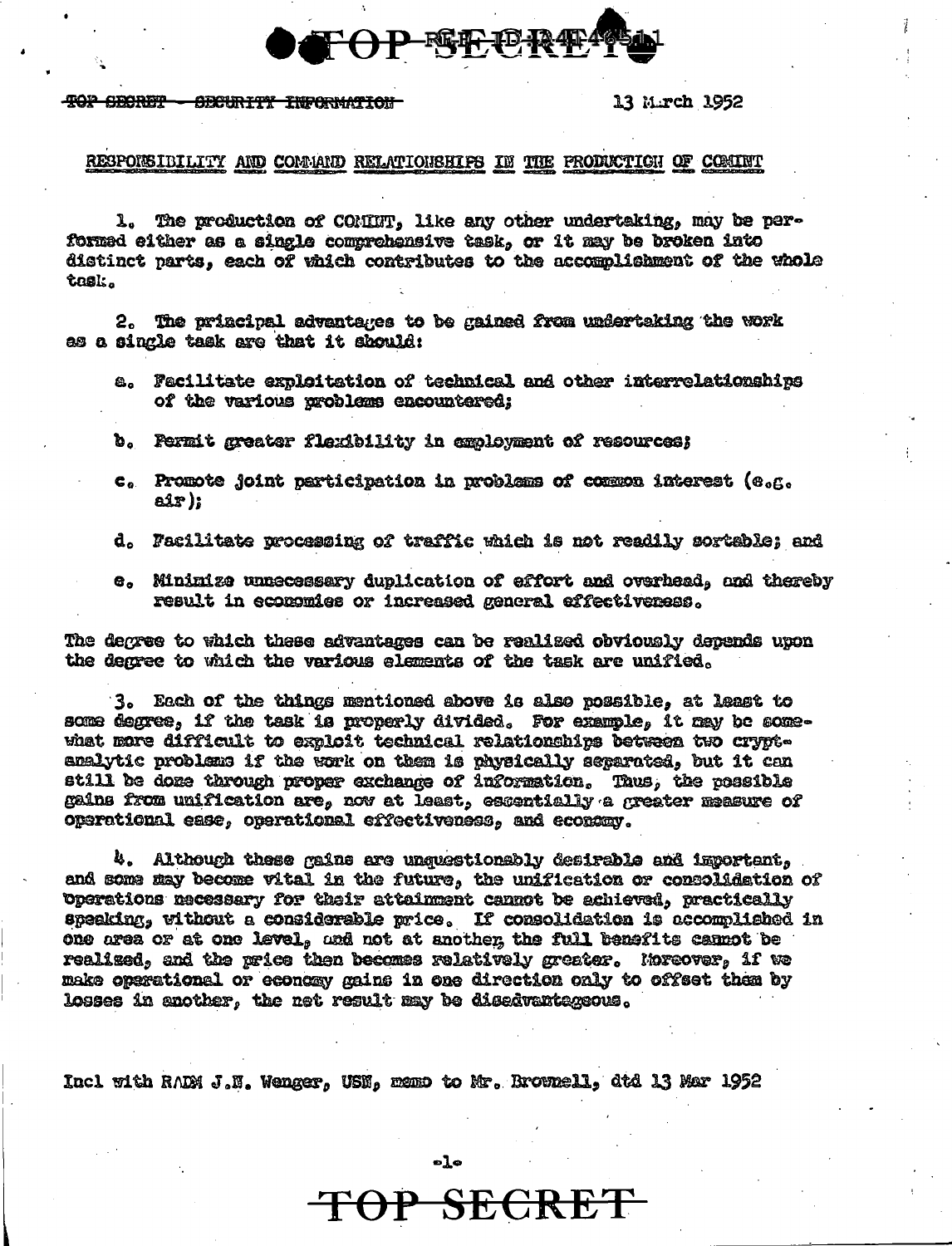~~TOP SECRET - SECURITY INFORMATION~~

13 March 1952

RESPONSIBILITY AND COMMAND RELATIONSHIPS IN THE PRODUCTION OF COMINT

1. The production of COMINT, like any other undertaking, may be performed either as a single comprehensive task, or it may be broken into distinct parts, each of which contributes to the accomplishment of the whole task.

2. The principal advantages to be gained from undertaking the work as a single task are that it should:

   a. Facilitate exploitation of technical and other interrelationships of the various problems encountered;

   b. Permit greater flexibility in employment of resources;

   c. Promote joint participation in problems of common interest (e.g. air);

   d. Facilitate processing of traffic which is not readily sortable; and

   e. Minimize unnecessary duplication of effort and overhead, and thereby result in economies or increased general effectiveness.

The degree to which these advantages can be realized obviously depends upon the degree to which the various elements of the task are unified.

3. Each of the things mentioned above is also possible, at least to some degree, if the task is properly divided. For example, it may be somewhat more difficult to exploit technical relationships between two cryptanalytic problems if the work on them is physically separated, but it can still be done through proper exchange of information. Thus, the possible gains from unification are, now at least, essentially a greater measure of operational ease, operational effectiveness, and economy.

4. Although these gains are unquestionably desirable and important, and some may become vital in the future, the unification or consolidation of operations necessary for their attainment cannot be achieved, practically speaking, without a considerable price. If consolidation is accomplished in one area or at one level, and not at another, the full benefits cannot be realized, and the price then becomes relatively greater. Moreover, if we make operational or economy gains in one direction only to offset them by losses in another, the net result may be disadvantageous.

Incl with RADM J.N. Wenger, USN, memo to Mr. Brownell, dtd 13 Mar 1952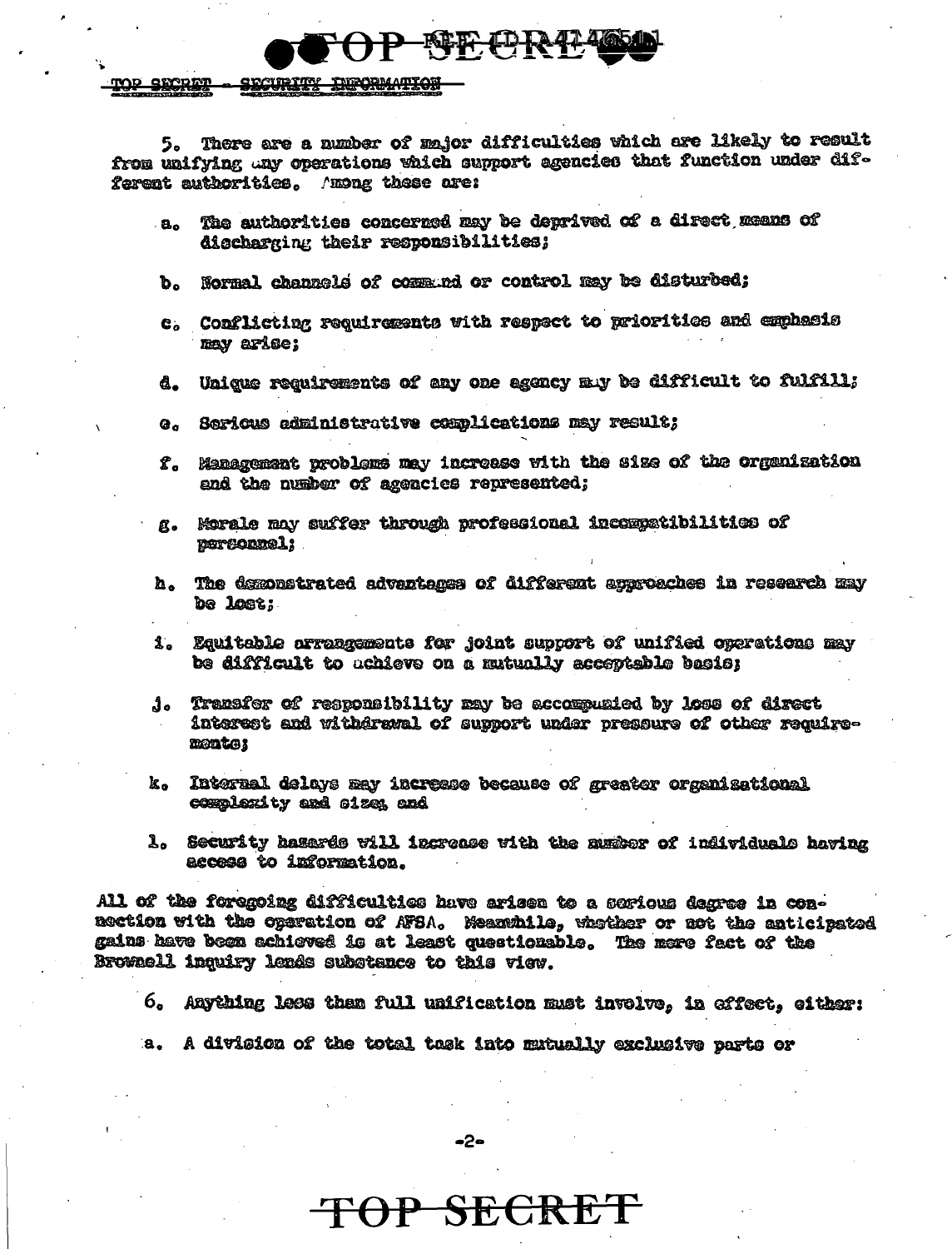TOP SECRET - SECURITY INFORMATION

5. There are a number of major difficulties which are likely to result from unifying any operations which support agencies that function under different authorities. Among these are:

a. The authorities concerned may be deprived of a direct means of discharging their responsibilities;

b. Normal channels of command or control may be disturbed;

c. Conflicting requirements with respect to priorities and emphasis may arise;

d. Unique requirements of any one agency may be difficult to fulfill;

e. Serious administrative complications may result;

f. Management problems may increase with the size of the organization and the number of agencies represented;

g. Morale may suffer through professional incompatibilities of personnel;

h. The demonstrated advantages of different approaches in research may be lost;

i. Equitable arrangements for joint support of unified operations may be difficult to achieve on a mutually acceptable basis;

j. Transfer of responsibility may be accompanied by loss of direct interest and withdrawal of support under pressure of other requirements;

k. Internal delays may increase because of greater organizational complexity and size, and

l. Security hazards will increase with the number of individuals having access to information.

All of the foregoing difficulties have arisen to a serious degree in connection with the operation of AFSA. Meanwhile, whether or not the anticipated gains have been achieved is at least questionable. The mere fact of the Brownell inquiry lends substance to this view.

6. Anything less than full unification must involve, in effect, either:

a. A division of the total task into mutually exclusive parts or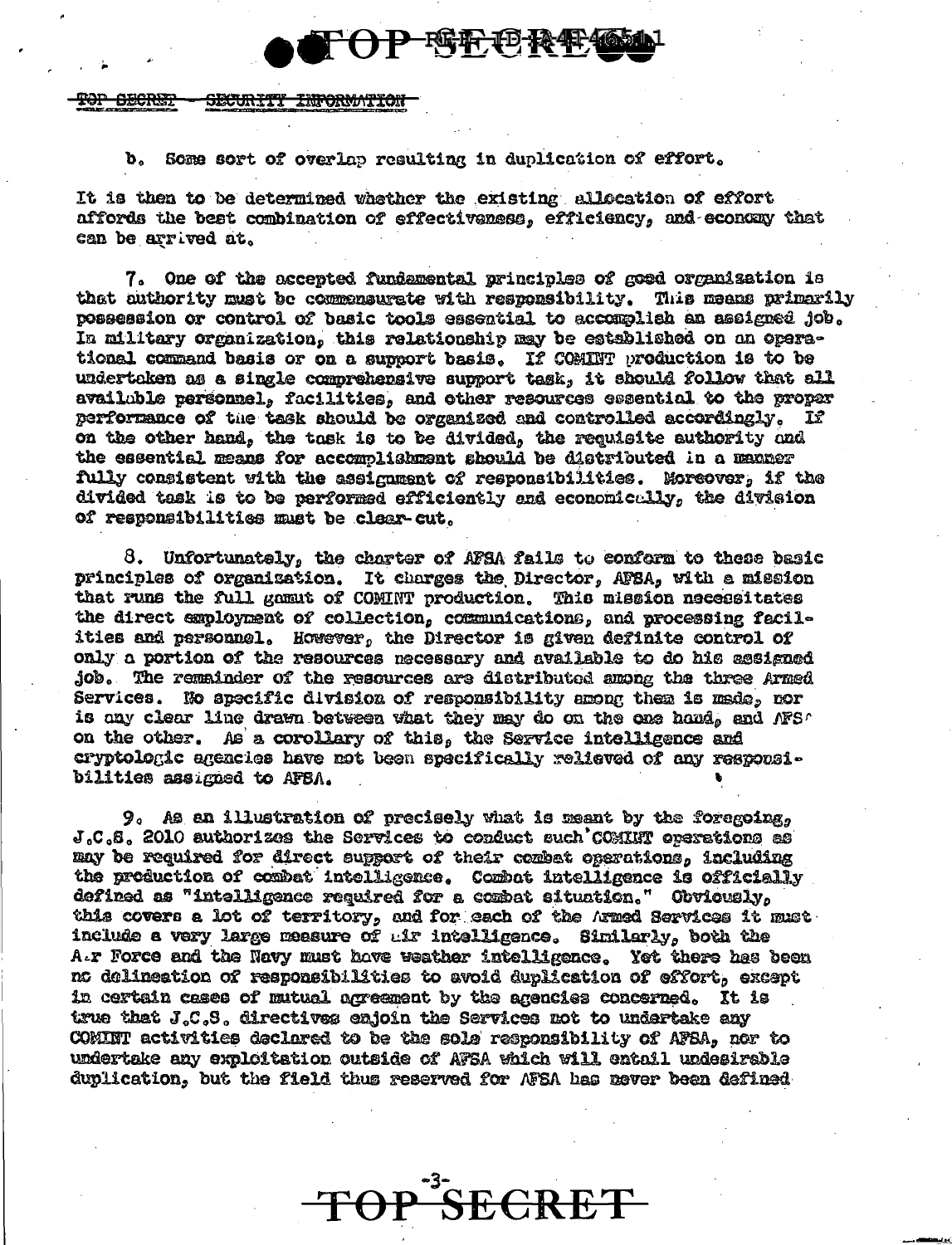b. Some sort of overlap resulting in duplication of effort.

It is then to be determined whether the existing allocation of effort affords the best combination of effectiveness, efficiency, and economy that can be arrived at.

7. One of the accepted fundamental principles of good organization is that authority must be commensurate with responsibility. This means primarily possession or control of basic tools essential to accomplish an assigned job. In military organization, this relationship may be established on an operational command basis or on a support basis. If COMINT production is to be undertaken as a single comprehensive support task, it should follow that all available personnel, facilities, and other resources essential to the proper performance of the task should be organized and controlled accordingly. If on the other hand, the task is to be divided, the requisite authority and the essential means for accomplishment should be distributed in a manner fully consistent with the assignment of responsibilities. Moreover, if the divided task is to be performed efficiently and economically, the division of responsibilities must be clear-cut.

8. Unfortunately, the charter of AFSA fails to conform to these basic principles of organization. It charges the Director, AFSA, with a mission that runs the full gamut of COMINT production. This mission necessitates the direct employment of collection, communications, and processing facilities and personnel. However, the Director is given definite control of only a portion of the resources necessary and available to do his assigned job. The remainder of the resources are distributed among the three Armed Services. No specific division of responsibility among them is made, nor is any clear line drawn between what they may do on the one hand, and AFSA on the other. As a corollary of this, the Service intelligence and cryptologic agencies have not been specifically relieved of any responsibilities assigned to AFSA.

9. As an illustration of precisely what is meant by the foregoing, J.C.S. 2010 authorizes the Services to conduct such COMINT operations as may be required for direct support of their combat operations, including the production of combat intelligence. Combat intelligence is officially defined as "intelligence required for a combat situation." Obviously, this covers a lot of territory, and for each of the Armed Services it must include a very large measure of air intelligence. Similarly, both the Air Force and the Navy must have weather intelligence. Yet there has been no delineation of responsibilities to avoid duplication of effort, except in certain cases of mutual agreement by the agencies concerned. It is true that J.C.S. directives enjoin the Services not to undertake any COMINT activities declared to be the sole responsibility of AFSA, nor to undertake any exploitation outside of AFSA which will entail undesirable duplication, but the field thus reserved for AFSA has never been defined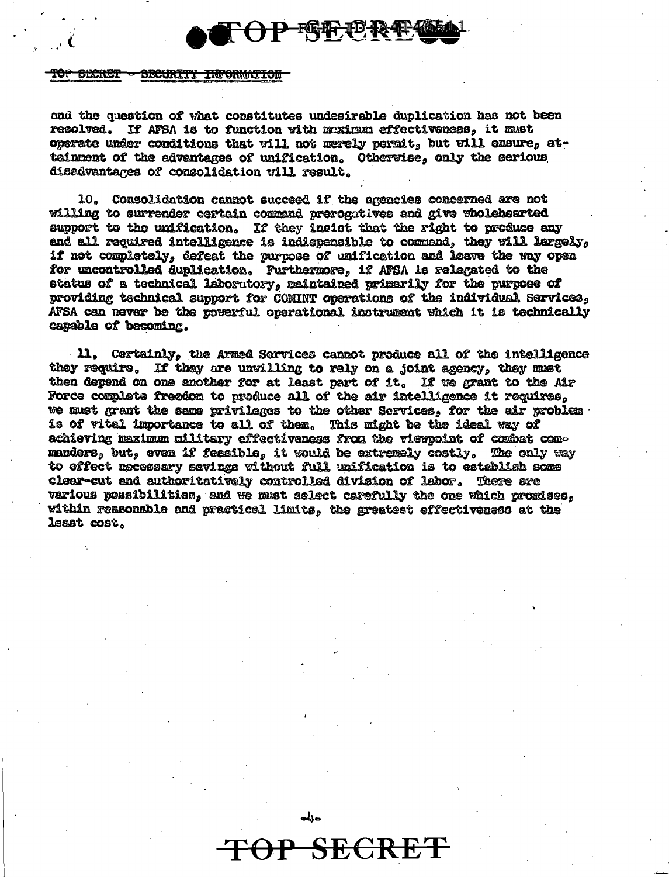and the question of what constitutes undesirable duplication has not been resolved. If AFSA is to function with maximum effectiveness, it must operate under conditions that will not merely permit, but will ensure, attainment of the advantages of unification. Otherwise, only the serious disadvantages of consolidation will result.

10. Consolidation cannot succeed if the agencies concerned are not willing to surrender certain command prerogatives and give wholehearted support to the unification. If they insist that the right to produce any and all required intelligence is indispensible to command, they will largely, if not completely, defeat the purpose of unification and leave the way open for uncontrolled duplication. Furthermore, if AFSA is relegated to the status of a technical laboratory, maintained primarily for the purpose of providing technical support for COMINT operations of the individual Services, AFSA can never be the powerful operational instrument which it is technically capable of becoming.

11. Certainly, the Armed Services cannot produce all of the intelligence they require. If they are unwilling to rely on a joint agency, they must then depend on one another for at least part of it. If we grant to the Air Force complete freedom to produce all of the air intelligence it requires, we must grant the same privileges to the other Services, for the air problem is of vital importance to all of them. This might be the ideal way of achieving maximum military effectiveness from the viewpoint of combat commanders, but, even if feasible, it would be extremely costly. The only way to effect necessary savings without full unification is to establish some clear-cut and authoritatively controlled division of labor. There are various possibilities, and we must select carefully the one which promises, within reasonable and practical limits, the greatest effectiveness at the least cost.